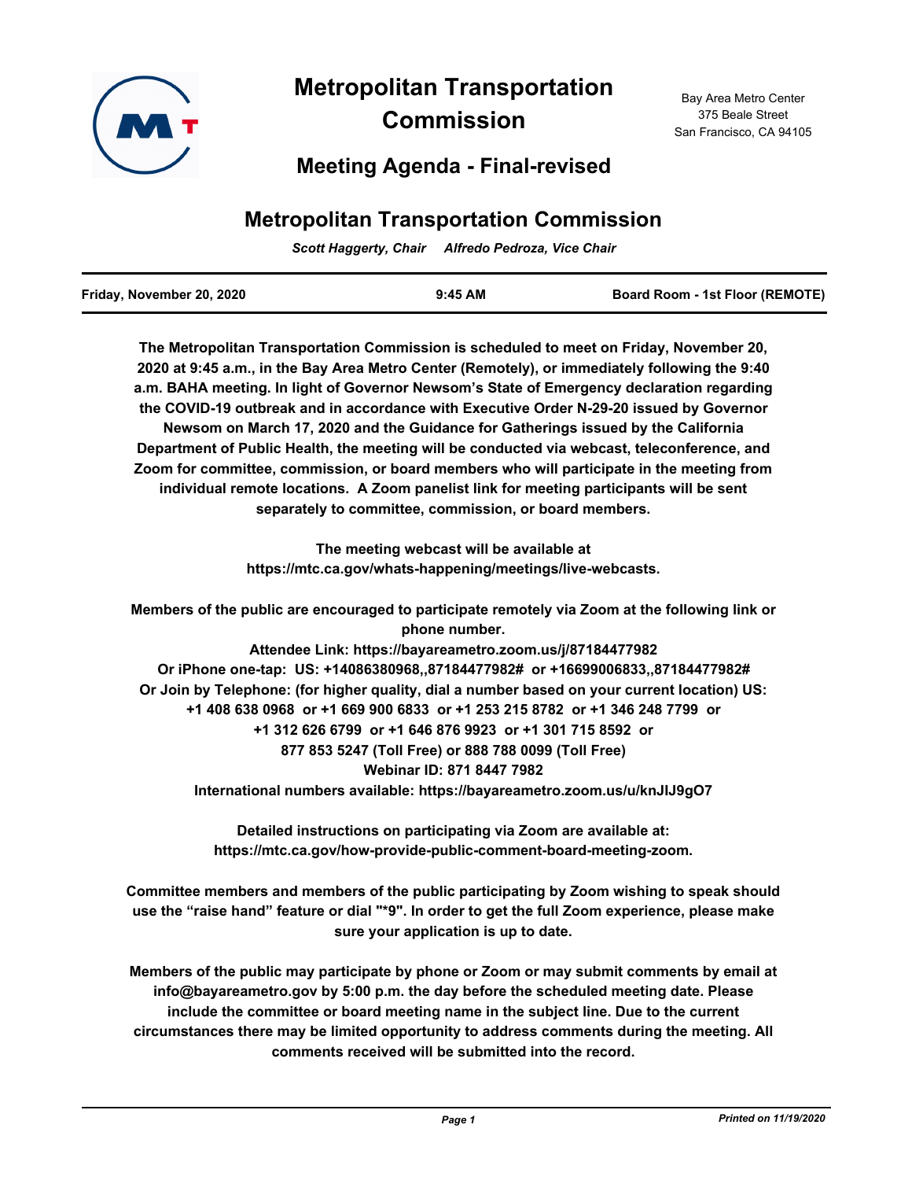# Metropolitan Transportation Commission

Bay Area Metro Center
375 Beale Street
San Francisco, CA 94105

## Meeting Agenda - Final-revised

## Metropolitan Transportation Commission

*Scott Haggerty, Chair     Alfredo Pedroza, Vice Chair*

| | | |
|---|---|---|
| **Friday, November 20, 2020** | **9:45 AM** | **Board Room - 1st Floor (REMOTE)** |

**The Metropolitan Transportation Commission is scheduled to meet on Friday, November 20, 2020 at 9:45 a.m., in the Bay Area Metro Center (Remotely), or immediately following the 9:40 a.m. BAHA meeting. In light of Governor Newsom's State of Emergency declaration regarding the COVID-19 outbreak and in accordance with Executive Order N-29-20 issued by Governor Newsom on March 17, 2020 and the Guidance for Gatherings issued by the California Department of Public Health, the meeting will be conducted via webcast, teleconference, and Zoom for committee, commission, or board members who will participate in the meeting from individual remote locations. A Zoom panelist link for meeting participants will be sent separately to committee, commission, or board members.**

**The meeting webcast will be available at https://mtc.ca.gov/whats-happening/meetings/live-webcasts.**

**Members of the public are encouraged to participate remotely via Zoom at the following link or phone number.**
**Attendee Link: https://bayareametro.zoom.us/j/87184477982**
**Or iPhone one-tap: US: +14086380968,,87184477982# or +16699006833,,87184477982#**
**Or Join by Telephone: (for higher quality, dial a number based on your current location) US: +1 408 638 0968 or +1 669 900 6833 or +1 253 215 8782 or +1 346 248 7799 or +1 312 626 6799 or +1 646 876 9923 or +1 301 715 8592 or 877 853 5247 (Toll Free) or 888 788 0099 (Toll Free)**
**Webinar ID: 871 8447 7982**
**International numbers available: https://bayareametro.zoom.us/u/knJIJ9gO7**

**Detailed instructions on participating via Zoom are available at: https://mtc.ca.gov/how-provide-public-comment-board-meeting-zoom.**

**Committee members and members of the public participating by Zoom wishing to speak should use the "raise hand" feature or dial "*9". In order to get the full Zoom experience, please make sure your application is up to date.**

**Members of the public may participate by phone or Zoom or may submit comments by email at info@bayareametro.gov by 5:00 p.m. the day before the scheduled meeting date. Please include the committee or board meeting name in the subject line. Due to the current circumstances there may be limited opportunity to address comments during the meeting. All comments received will be submitted into the record.**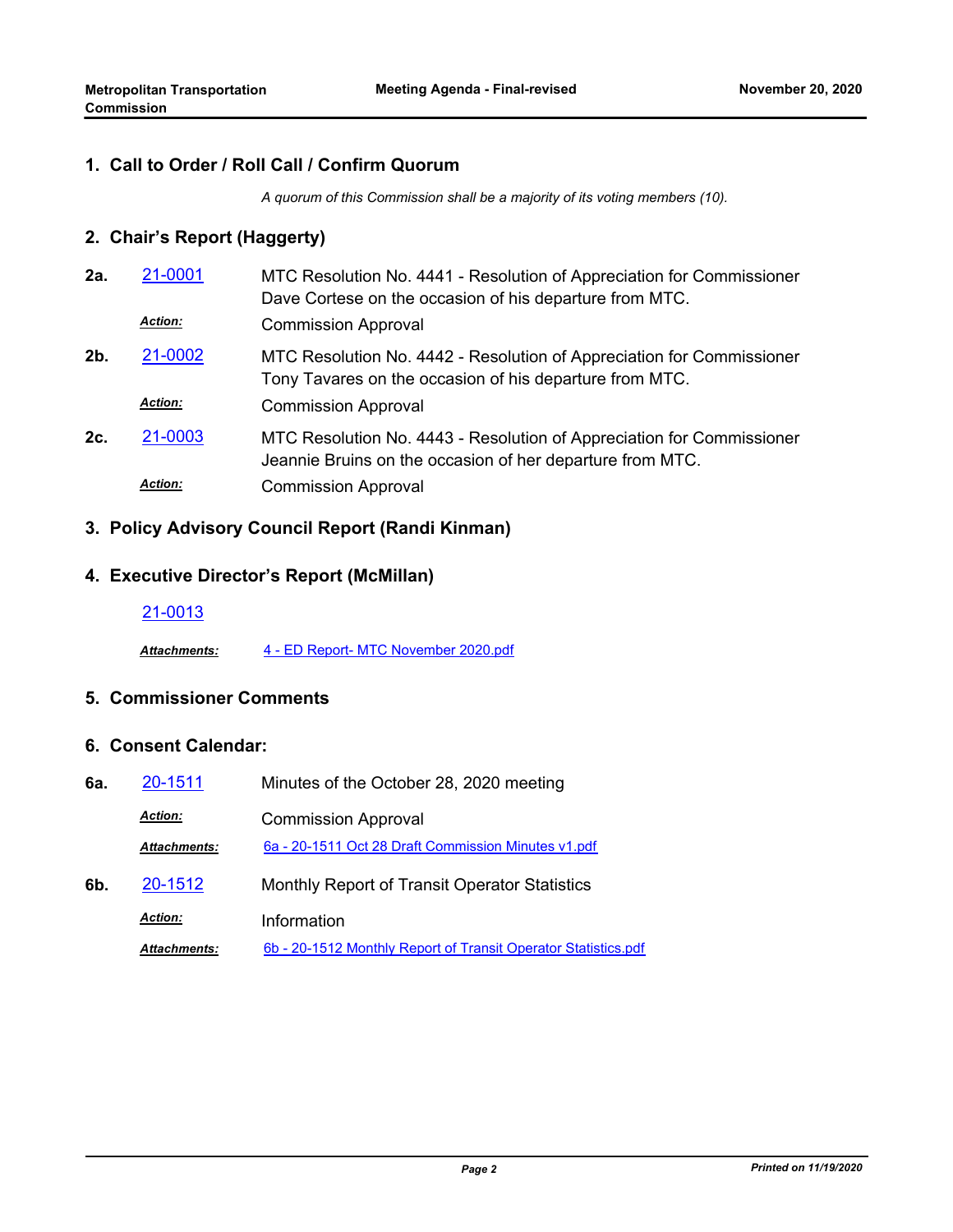## 1. Call to Order / Roll Call / Confirm Quorum

*A quorum of this Commission shall be a majority of its voting members (10).*

## 2. Chair's Report (Haggerty)

**2a.** 21-0001 MTC Resolution No. 4441 - Resolution of Appreciation for Commissioner Dave Cortese on the occasion of his departure from MTC.

***Action:*** Commission Approval

**2b.** 21-0002 MTC Resolution No. 4442 - Resolution of Appreciation for Commissioner Tony Tavares on the occasion of his departure from MTC.

***Action:*** Commission Approval

**2c.** 21-0003 MTC Resolution No. 4443 - Resolution of Appreciation for Commissioner Jeannie Bruins on the occasion of her departure from MTC.

***Action:*** Commission Approval

## 3. Policy Advisory Council Report (Randi Kinman)

## 4. Executive Director's Report (McMillan)

21-0013

***Attachments:*** 4 - ED Report- MTC November 2020.pdf

## 5. Commissioner Comments

## 6. Consent Calendar:

**6a.** 20-1511 Minutes of the October 28, 2020 meeting

***Action:*** Commission Approval

***Attachments:*** 6a - 20-1511 Oct 28 Draft Commission Minutes v1.pdf

**6b.** 20-1512 Monthly Report of Transit Operator Statistics

***Action:*** Information

***Attachments:*** 6b - 20-1512 Monthly Report of Transit Operator Statistics.pdf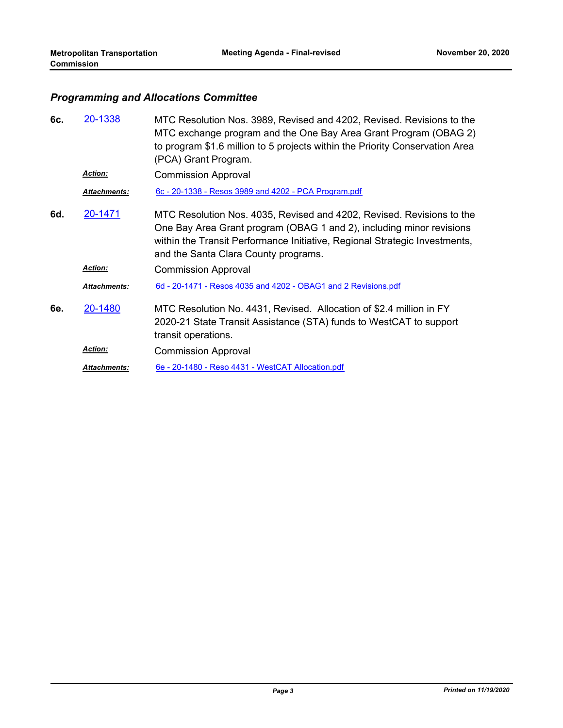### *Programming and Allocations Committee*

**6c.** 20-1338 MTC Resolution Nos. 3989, Revised and 4202, Revised. Revisions to the MTC exchange program and the One Bay Area Grant Program (OBAG 2) to program $1.6 million to 5 projects within the Priority Conservation Area (PCA) Grant Program.

***Action:*** Commission Approval

***Attachments:*** 6c - 20-1338 - Resos 3989 and 4202 - PCA Program.pdf

**6d.** 20-1471 MTC Resolution Nos. 4035, Revised and 4202, Revised. Revisions to the One Bay Area Grant program (OBAG 1 and 2), including minor revisions within the Transit Performance Initiative, Regional Strategic Investments, and the Santa Clara County programs.

***Action:*** Commission Approval

***Attachments:*** 6d - 20-1471 - Resos 4035 and 4202 - OBAG1 and 2 Revisions.pdf

**6e.** 20-1480 MTC Resolution No. 4431, Revised. Allocation of $2.4 million in FY 2020-21 State Transit Assistance (STA) funds to WestCAT to support transit operations.

***Action:*** Commission Approval

***Attachments:*** 6e - 20-1480 - Reso 4431 - WestCAT Allocation.pdf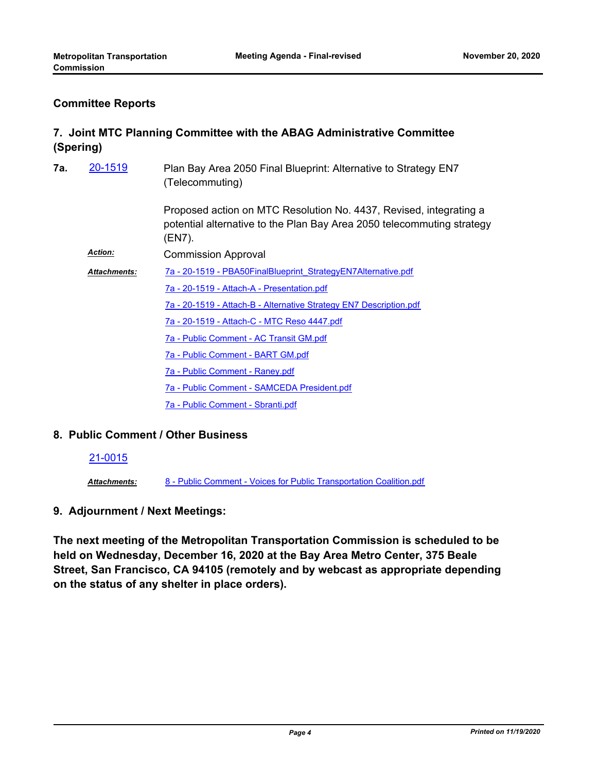## Committee Reports

### 7. Joint MTC Planning Committee with the ABAG Administrative Committee (Spering)

**7a.** 20-1519

Plan Bay Area 2050 Final Blueprint: Alternative to Strategy EN7 (Telecommuting)

Proposed action on MTC Resolution No. 4437, Revised, integrating a potential alternative to the Plan Bay Area 2050 telecommuting strategy (EN7).

***Action:*** Commission Approval

***Attachments:***
- 7a - 20-1519 - PBA50FinalBlueprint_StrategyEN7Alternative.pdf
- 7a - 20-1519 - Attach-A - Presentation.pdf
- 7a - 20-1519 - Attach-B - Alternative Strategy EN7 Description.pdf
- 7a - 20-1519 - Attach-C - MTC Reso 4447.pdf
- 7a - Public Comment - AC Transit GM.pdf
- 7a - Public Comment - BART GM.pdf
- 7a - Public Comment - Raney.pdf
- 7a - Public Comment - SAMCEDA President.pdf
- 7a - Public Comment - Sbranti.pdf

### 8. Public Comment / Other Business

21-0015

***Attachments:*** 8 - Public Comment - Voices for Public Transportation Coalition.pdf

### 9. Adjournment / Next Meetings:

**The next meeting of the Metropolitan Transportation Commission is scheduled to be held on Wednesday, December 16, 2020 at the Bay Area Metro Center, 375 Beale Street, San Francisco, CA 94105 (remotely and by webcast as appropriate depending on the status of any shelter in place orders).**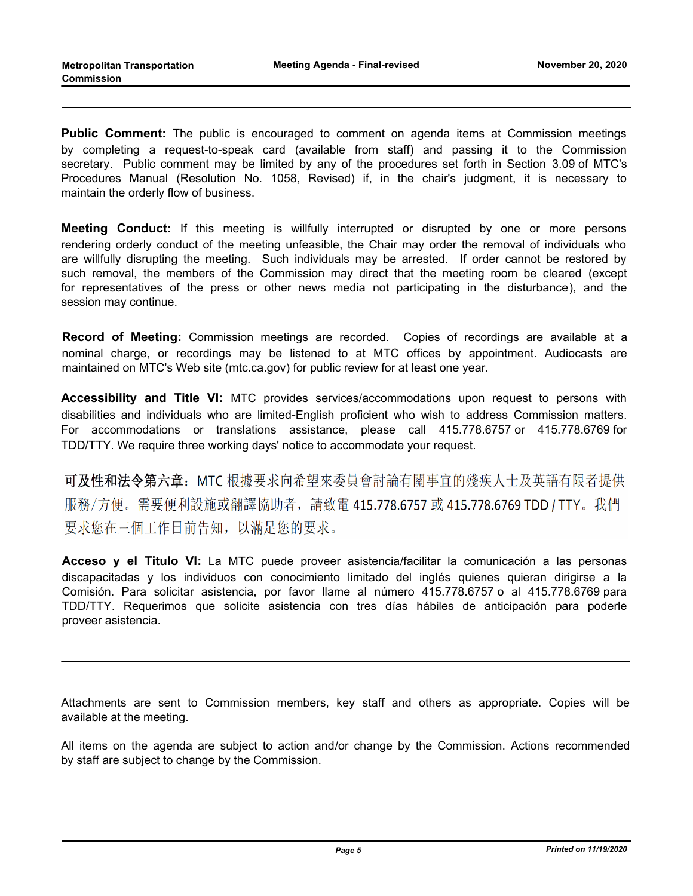**Public Comment:** The public is encouraged to comment on agenda items at Commission meetings by completing a request-to-speak card (available from staff) and passing it to the Commission secretary. Public comment may be limited by any of the procedures set forth in Section 3.09 of MTC's Procedures Manual (Resolution No. 1058, Revised) if, in the chair's judgment, it is necessary to maintain the orderly flow of business.

**Meeting Conduct:** If this meeting is willfully interrupted or disrupted by one or more persons rendering orderly conduct of the meeting unfeasible, the Chair may order the removal of individuals who are willfully disrupting the meeting. Such individuals may be arrested. If order cannot be restored by such removal, the members of the Commission may direct that the meeting room be cleared (except for representatives of the press or other news media not participating in the disturbance), and the session may continue.

**Record of Meeting:** Commission meetings are recorded. Copies of recordings are available at a nominal charge, or recordings may be listened to at MTC offices by appointment. Audiocasts are maintained on MTC's Web site (mtc.ca.gov) for public review for at least one year.

**Accessibility and Title VI:** MTC provides services/accommodations upon request to persons with disabilities and individuals who are limited-English proficient who wish to address Commission matters. For accommodations or translations assistance, please call 415.778.6757 or 415.778.6769 for TDD/TTY. We require three working days' notice to accommodate your request.

**可及性和法令第六章**：MTC 根據要求向希望來委員會討論有關事宜的殘疾人士及英語有限者提供服務/方便。需要便利設施或翻譯協助者，請致電 415.778.6757 或 415.778.6769 TDD / TTY。我們要求您在三個工作日前告知，以滿足您的要求。

**Acceso y el Titulo VI:** La MTC puede proveer asistencia/facilitar la comunicación a las personas discapacitadas y los individuos con conocimiento limitado del inglés quienes quieran dirigirse a la Comisión. Para solicitar asistencia, por favor llame al número 415.778.6757 o al 415.778.6769 para TDD/TTY. Requerimos que solicite asistencia con tres días hábiles de anticipación para poderle proveer asistencia.

---

Attachments are sent to Commission members, key staff and others as appropriate. Copies will be available at the meeting.

All items on the agenda are subject to action and/or change by the Commission. Actions recommended by staff are subject to change by the Commission.